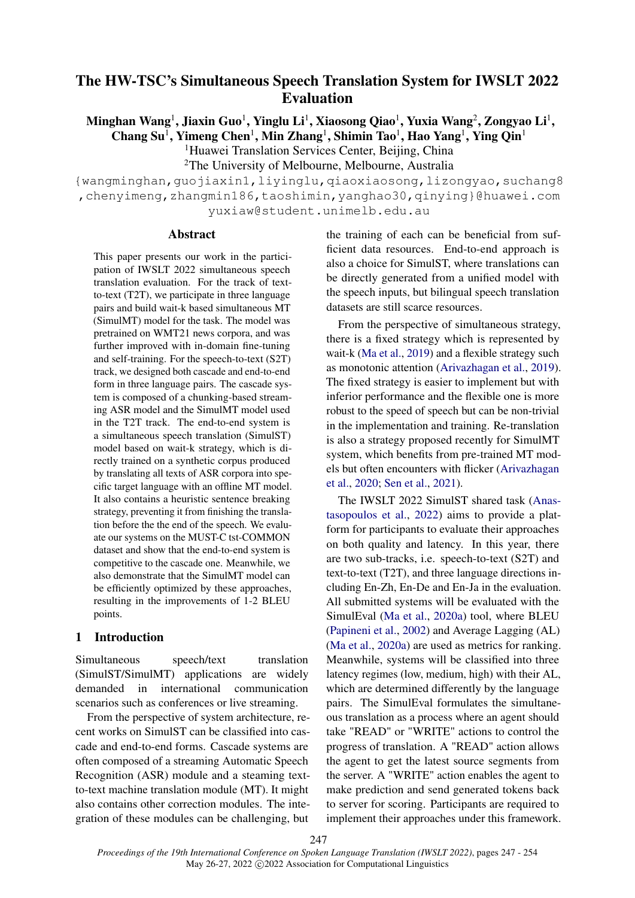# The HW-TSC's Simultaneous Speech Translation System for IWSLT 2022 Evaluation

**Minghan Wang[1], Jiaxin Guo[1], Yinglu Li[1], Xiaosong Qiao[1], Yuxia Wang[2], Zongyao Li[1], Chang Su[1], Yimeng Chen[1], Min Zhang[1], Shimin Tao[1], Hao Yang[1], Ying Qin[1]**

[1]Huawei Translation Services Center, Beijing, China

[2]The University of Melbourne, Melbourne, Australia

{wangminghan,guojiaxin1,liyinglu,qiaoxiaosong,lizongyao,suchang8,chenyimeng,zhangmin186,taoshimin,yanghao30,qinying}@huawei.com

yuxiaw@student.unimelb.edu.au

## Abstract

This paper presents our work in the participation of IWSLT 2022 simultaneous speech translation evaluation. For the track of text-to-text (T2T), we participate in three language pairs and build wait-k based simultaneous MT (SimulMT) model for the task. The model was pretrained on WMT21 news corpora, and was further improved with in-domain fine-tuning and self-training. For the speech-to-text (S2T) track, we designed both cascade and end-to-end form in three language pairs. The cascade system is composed of a chunking-based streaming ASR model and the SimulMT model used in the T2T track. The end-to-end system is a simultaneous speech translation (SimulST) model based on wait-k strategy, which is directly trained on a synthetic corpus produced by translating all texts of ASR corpora into specific target language with an offline MT model. It also contains a heuristic sentence breaking strategy, preventing it from finishing the translation before the the end of the speech. We evaluate our systems on the MUST-C tst-COMMON dataset and show that the end-to-end system is competitive to the cascade one. Meanwhile, we also demonstrate that the SimulMT model can be efficiently optimized by these approaches, resulting in the improvements of 1-2 BLEU points.

## 1 Introduction

Simultaneous speech/text translation (SimulST/SimulMT) applications are widely demanded in international communication scenarios such as conferences or live streaming.

From the perspective of system architecture, recent works on SimulST can be classified into cascade and end-to-end forms. Cascade systems are often composed of a streaming Automatic Speech Recognition (ASR) module and a steaming text-to-text machine translation module (MT). It might also contains other correction modules. The integration of these modules can be challenging, but the training of each can be beneficial from sufficient data resources. End-to-end approach is also a choice for SimulST, where translations can be directly generated from a unified model with the speech inputs, but bilingual speech translation datasets are still scarce resources.

From the perspective of simultaneous strategy, there is a fixed strategy which is represented by wait-k (Ma et al., 2019) and a flexible strategy such as monotonic attention (Arivazhagan et al., 2019). The fixed strategy is easier to implement but with inferior performance and the flexible one is more robust to the speed of speech but can be non-trivial in the implementation and training. Re-translation is also a strategy proposed recently for SimulMT system, which benefits from pre-trained MT models but often encounters with flicker (Arivazhagan et al., 2020; Sen et al., 2021).

The IWSLT 2022 SimulST shared task (Anastasopoulos et al., 2022) aims to provide a platform for participants to evaluate their approaches on both quality and latency. In this year, there are two sub-tracks, i.e. speech-to-text (S2T) and text-to-text (T2T), and three language directions including En-Zh, En-De and En-Ja in the evaluation. All submitted systems will be evaluated with the SimulEval (Ma et al., 2020a) tool, where BLEU (Papineni et al., 2002) and Average Lagging (AL) (Ma et al., 2020a) are used as metrics for ranking. Meanwhile, systems will be classified into three latency regimes (low, medium, high) with their AL, which are determined differently by the language pairs. The SimulEval formulates the simultaneous translation as a process where an agent should take "READ" or "WRITE" actions to control the progress of translation. A "READ" action allows the agent to get the latest source segments from the server. A "WRITE" action enables the agent to make prediction and send generated tokens back to server for scoring. Participants are required to implement their approaches under this framework.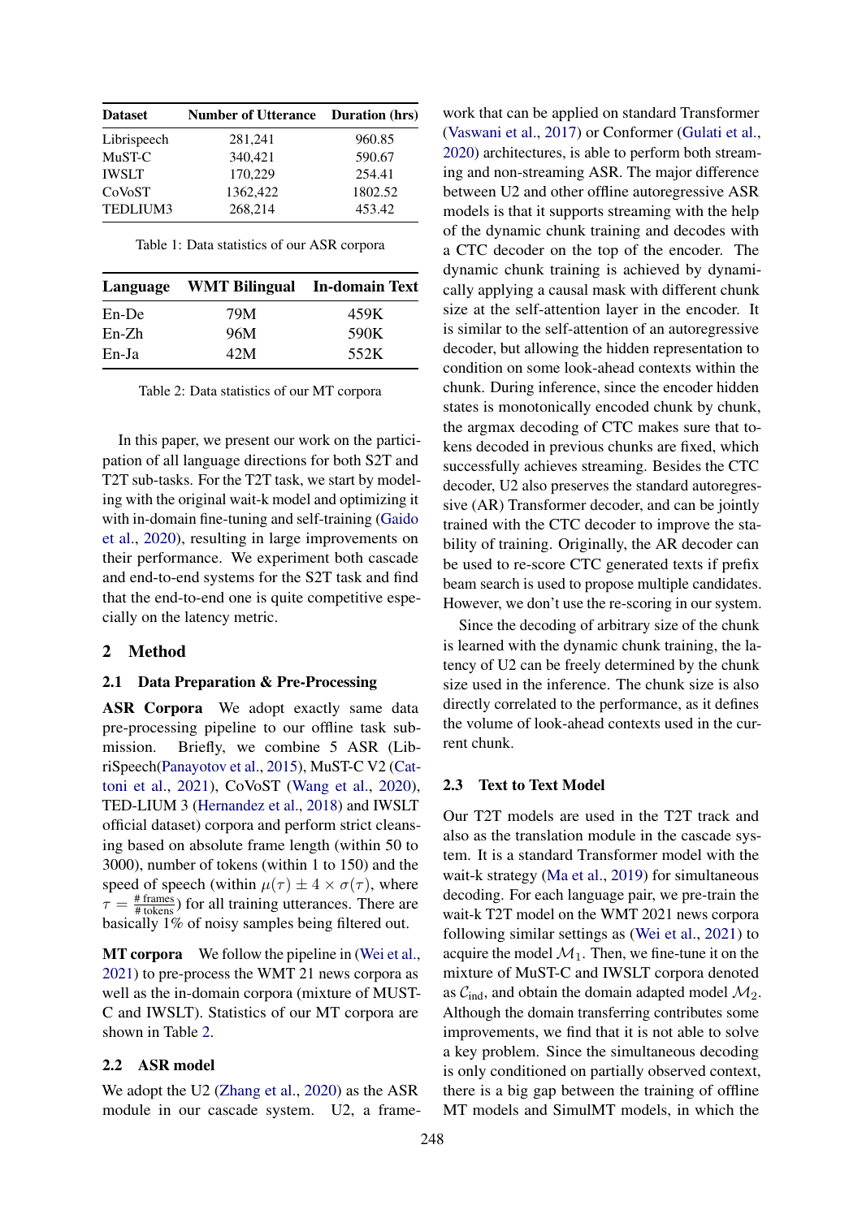| Dataset | Number of Utterance | Duration (hrs) |
|---|---|---|
| Librispeech | 281,241 | 960.85 |
| MuST-C | 340,421 | 590.67 |
| IWSLT | 170,229 | 254.41 |
| CoVoST | 1362,422 | 1802.52 |
| TEDLIUM3 | 268,214 | 453.42 |

Table 1: Data statistics of our ASR corpora

| Language | WMT Bilingual | In-domain Text |
|---|---|---|
| En-De | 79M | 459K |
| En-Zh | 96M | 590K |
| En-Ja | 42M | 552K |

Table 2: Data statistics of our MT corpora

In this paper, we present our work on the participation of all language directions for both S2T and T2T sub-tasks. For the T2T task, we start by modeling with the original wait-k model and optimizing it with in-domain fine-tuning and self-training (Gaido et al., 2020), resulting in large improvements on their performance. We experiment both cascade and end-to-end systems for the S2T task and find that the end-to-end one is quite competitive especially on the latency metric.

## 2 Method

### 2.1 Data Preparation & Pre-Processing

**ASR Corpora** We adopt exactly same data pre-processing pipeline to our offline task submission. Briefly, we combine 5 ASR (LibriSpeech(Panayotov et al., 2015), MuST-C V2 (Cattoni et al., 2021), CoVoST (Wang et al., 2020), TED-LIUM 3 (Hernandez et al., 2018) and IWSLT official dataset) corpora and perform strict cleansing based on absolute frame length (within 50 to 3000), number of tokens (within 1 to 150) and the speed of speech (within $\mu(\tau) \pm 4 \times \sigma(\tau)$, where $\tau = \frac{\text{\# frames}}{\text{\# tokens}}$) for all training utterances. There are basically 1% of noisy samples being filtered out.

**MT corpora** We follow the pipeline in (Wei et al., 2021) to pre-process the WMT 21 news corpora as well as the in-domain corpora (mixture of MUST-C and IWSLT). Statistics of our MT corpora are shown in Table 2.

### 2.2 ASR model

We adopt the U2 (Zhang et al., 2020) as the ASR module in our cascade system. U2, a framework that can be applied on standard Transformer (Vaswani et al., 2017) or Conformer (Gulati et al., 2020) architectures, is able to perform both streaming and non-streaming ASR. The major difference between U2 and other offline autoregressive ASR models is that it supports streaming with the help of the dynamic chunk training and decodes with a CTC decoder on the top of the encoder. The dynamic chunk training is achieved by dynamically applying a causal mask with different chunk size at the self-attention layer in the encoder. It is similar to the self-attention of an autoregressive decoder, but allowing the hidden representation to condition on some look-ahead contexts within the chunk. During inference, since the encoder hidden states is monotonically encoded chunk by chunk, the argmax decoding of CTC makes sure that tokens decoded in previous chunks are fixed, which successfully achieves streaming. Besides the CTC decoder, U2 also preserves the standard autoregressive (AR) Transformer decoder, and can be jointly trained with the CTC decoder to improve the stability of training. Originally, the AR decoder can be used to re-score CTC generated texts if prefix beam search is used to propose multiple candidates. However, we don't use the re-scoring in our system.

Since the decoding of arbitrary size of the chunk is learned with the dynamic chunk training, the latency of U2 can be freely determined by the chunk size used in the inference. The chunk size is also directly correlated to the performance, as it defines the volume of look-ahead contexts used in the current chunk.

### 2.3 Text to Text Model

Our T2T models are used in the T2T track and also as the translation module in the cascade system. It is a standard Transformer model with the wait-k strategy (Ma et al., 2019) for simultaneous decoding. For each language pair, we pre-train the wait-k T2T model on the WMT 2021 news corpora following similar settings as (Wei et al., 2021) to acquire the model $\mathcal{M}_1$. Then, we fine-tune it on the mixture of MuST-C and IWSLT corpora denoted as $\mathcal{C}_{\text{ind}}$, and obtain the domain adapted model $\mathcal{M}_2$. Although the domain transferring contributes some improvements, we find that it is not able to solve a key problem. Since the simultaneous decoding is only conditioned on partially observed context, there is a big gap between the training of offline MT models and SimulMT models, in which the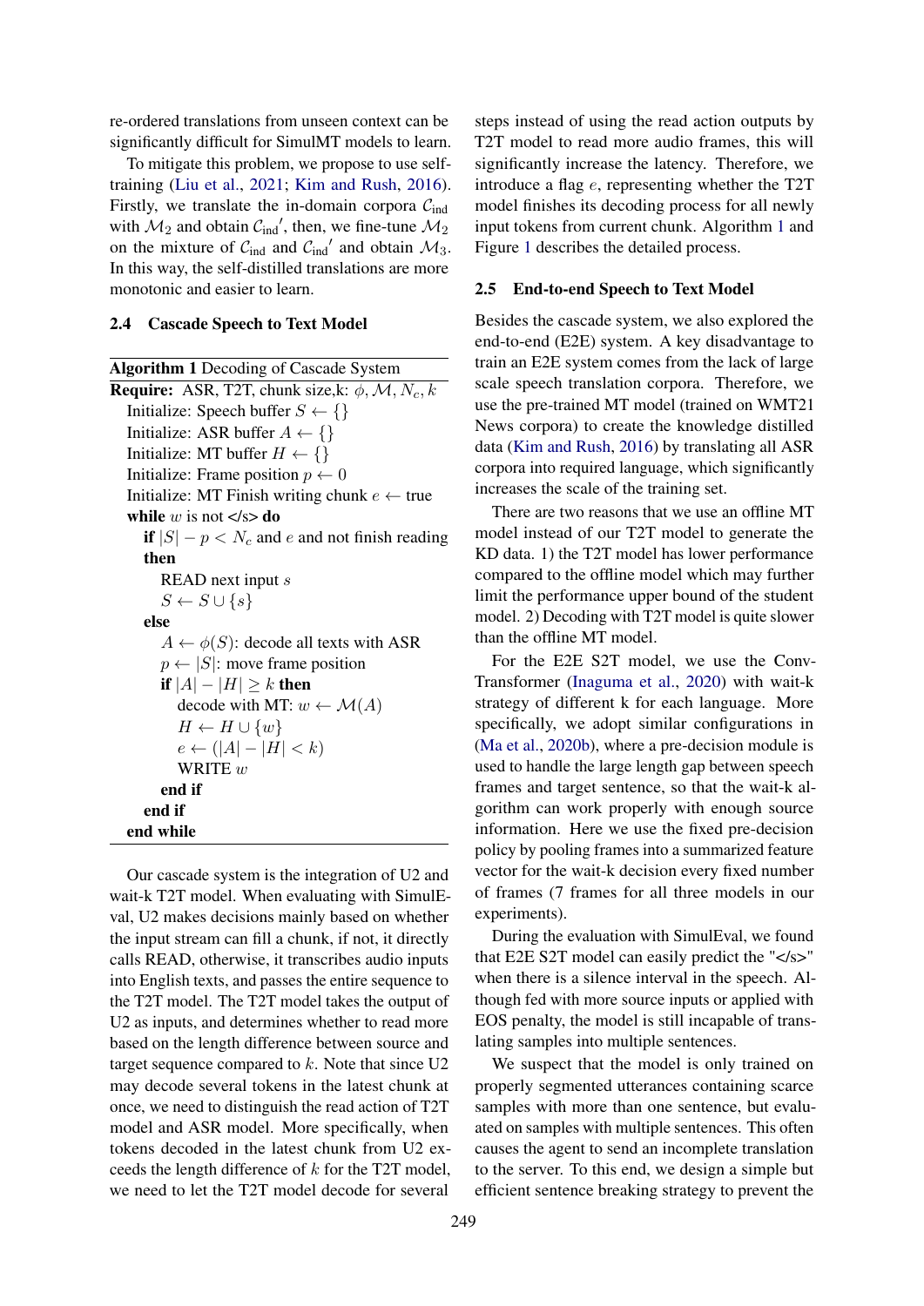re-ordered translations from unseen context can be significantly difficult for SimulMT models to learn.

To mitigate this problem, we propose to use self-training (Liu et al., 2021; Kim and Rush, 2016). Firstly, we translate the in-domain corpora $\mathcal{C}_{\text{ind}}$ with $\mathcal{M}_2$ and obtain $\mathcal{C}_{\text{ind}}{}'$, then, we fine-tune $\mathcal{M}_2$ on the mixture of $\mathcal{C}_{\text{ind}}$ and $\mathcal{C}_{\text{ind}}{}'$ and obtain $\mathcal{M}_3$. In this way, the self-distilled translations are more monotonic and easier to learn.

### 2.4 Cascade Speech to Text Model

**Algorithm 1** Decoding of Cascade System

```
Require: ASR, T2T, chunk size,k: φ, M, N_c, k
  Initialize: Speech buffer S ← {}
  Initialize: ASR buffer A ← {}
  Initialize: MT buffer H ← {}
  Initialize: Frame position p ← 0
  Initialize: MT Finish writing chunk e ← true
  while w is not </s> do
    if |S| − p < N_c and e and not finish reading then
      READ next input s
      S ← S ∪ {s}
    else
      A ← φ(S): decode all texts with ASR
      p ← |S|: move frame position
      if |A| − |H| ≥ k then
        decode with MT: w ← M(A)
        H ← H ∪ {w}
        e ← (|A| − |H| < k)
        WRITE w
      end if
    end if
  end while
```

Our cascade system is the integration of U2 and wait-k T2T model. When evaluating with SimulEval, U2 makes decisions mainly based on whether the input stream can fill a chunk, if not, it directly calls READ, otherwise, it transcribes audio inputs into English texts, and passes the entire sequence to the T2T model. The T2T model takes the output of U2 as inputs, and determines whether to read more based on the length difference between source and target sequence compared to $k$. Note that since U2 may decode several tokens in the latest chunk at once, we need to distinguish the read action of T2T model and ASR model. More specifically, when tokens decoded in the latest chunk from U2 exceeds the length difference of $k$ for the T2T model, we need to let the T2T model decode for several steps instead of using the read action outputs by T2T model to read more audio frames, this will significantly increase the latency. Therefore, we introduce a flag $e$, representing whether the T2T model finishes its decoding process for all newly input tokens from current chunk. Algorithm 1 and Figure 1 describes the detailed process.

### 2.5 End-to-end Speech to Text Model

Besides the cascade system, we also explored the end-to-end (E2E) system. A key disadvantage to train an E2E system comes from the lack of large scale speech translation corpora. Therefore, we use the pre-trained MT model (trained on WMT21 News corpora) to create the knowledge distilled data (Kim and Rush, 2016) by translating all ASR corpora into required language, which significantly increases the scale of the training set.

There are two reasons that we use an offline MT model instead of our T2T model to generate the KD data. 1) the T2T model has lower performance compared to the offline model which may further limit the performance upper bound of the student model. 2) Decoding with T2T model is quite slower than the offline MT model.

For the E2E S2T model, we use the Conv-Transformer (Inaguma et al., 2020) with wait-k strategy of different k for each language. More specifically, we adopt similar configurations in (Ma et al., 2020b), where a pre-decision module is used to handle the large length gap between speech frames and target sentence, so that the wait-k algorithm can work properly with enough source information. Here we use the fixed pre-decision policy by pooling frames into a summarized feature vector for the wait-k decision every fixed number of frames (7 frames for all three models in our experiments).

During the evaluation with SimulEval, we found that E2E S2T model can easily predict the "</s>" when there is a silence interval in the speech. Although fed with more source inputs or applied with EOS penalty, the model is still incapable of translating samples into multiple sentences.

We suspect that the model is only trained on properly segmented utterances containing scarce samples with more than one sentence, but evaluated on samples with multiple sentences. This often causes the agent to send an incomplete translation to the server. To this end, we design a simple but efficient sentence breaking strategy to prevent the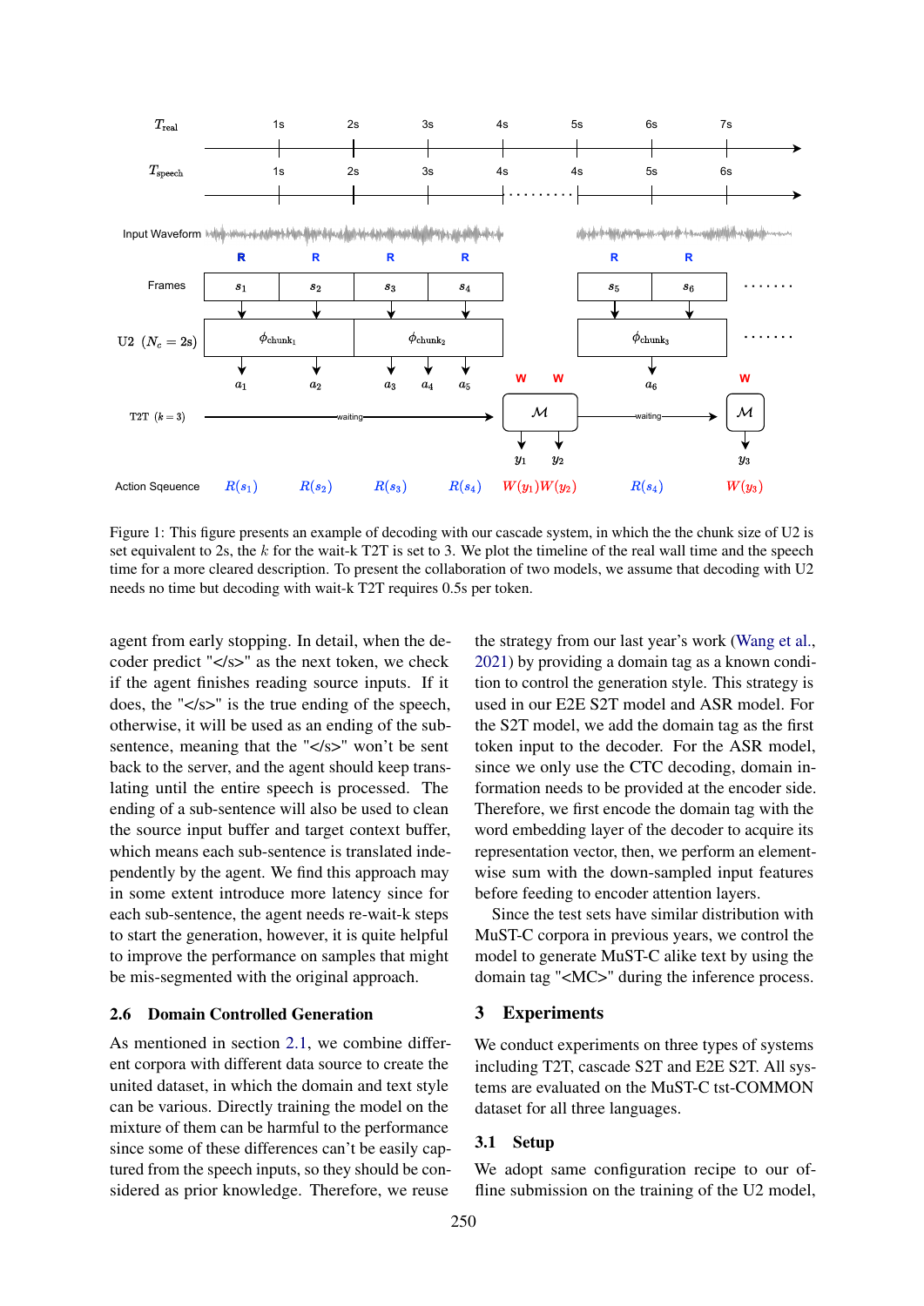Figure 1: This figure presents an example of decoding with our cascade system, in which the the chunk size of U2 is set equivalent to 2s, the $k$ for the wait-k T2T is set to 3. We plot the timeline of the real wall time and the speech time for a more cleared description. To present the collaboration of two models, we assume that decoding with U2 needs no time but decoding with wait-k T2T requires 0.5s per token.

agent from early stopping. In detail, when the decoder predict "</s>" as the next token, we check if the agent finishes reading source inputs. If it does, the "</s>" is the true ending of the speech, otherwise, it will be used as an ending of the sub-sentence, meaning that the "</s>" won't be sent back to the server, and the agent should keep translating until the entire speech is processed. The ending of a sub-sentence will also be used to clean the source input buffer and target context buffer, which means each sub-sentence is translated independently by the agent. We find this approach may in some extent introduce more latency since for each sub-sentence, the agent needs re-wait-k steps to start the generation, however, it is quite helpful to improve the performance on samples that might be mis-segmented with the original approach.

### 2.6 Domain Controlled Generation

As mentioned in section 2.1, we combine different corpora with different data source to create the united dataset, in which the domain and text style can be various. Directly training the model on the mixture of them can be harmful to the performance since some of these differences can't be easily captured from the speech inputs, so they should be considered as prior knowledge. Therefore, we reuse the strategy from our last year's work (Wang et al., 2021) by providing a domain tag as a known condition to control the generation style. This strategy is used in our E2E S2T model and ASR model. For the S2T model, we add the domain tag as the first token input to the decoder. For the ASR model, since we only use the CTC decoding, domain information needs to be provided at the encoder side. Therefore, we first encode the domain tag with the word embedding layer of the decoder to acquire its representation vector, then, we perform an element-wise sum with the down-sampled input features before feeding to encoder attention layers.

Since the test sets have similar distribution with MuST-C corpora in previous years, we control the model to generate MuST-C alike text by using the domain tag "<MC>" during the inference process.

## 3 Experiments

We conduct experiments on three types of systems including T2T, cascade S2T and E2E S2T. All systems are evaluated on the MuST-C tst-COMMON dataset for all three languages.

### 3.1 Setup

We adopt same configuration recipe to our offline submission on the training of the U2 model,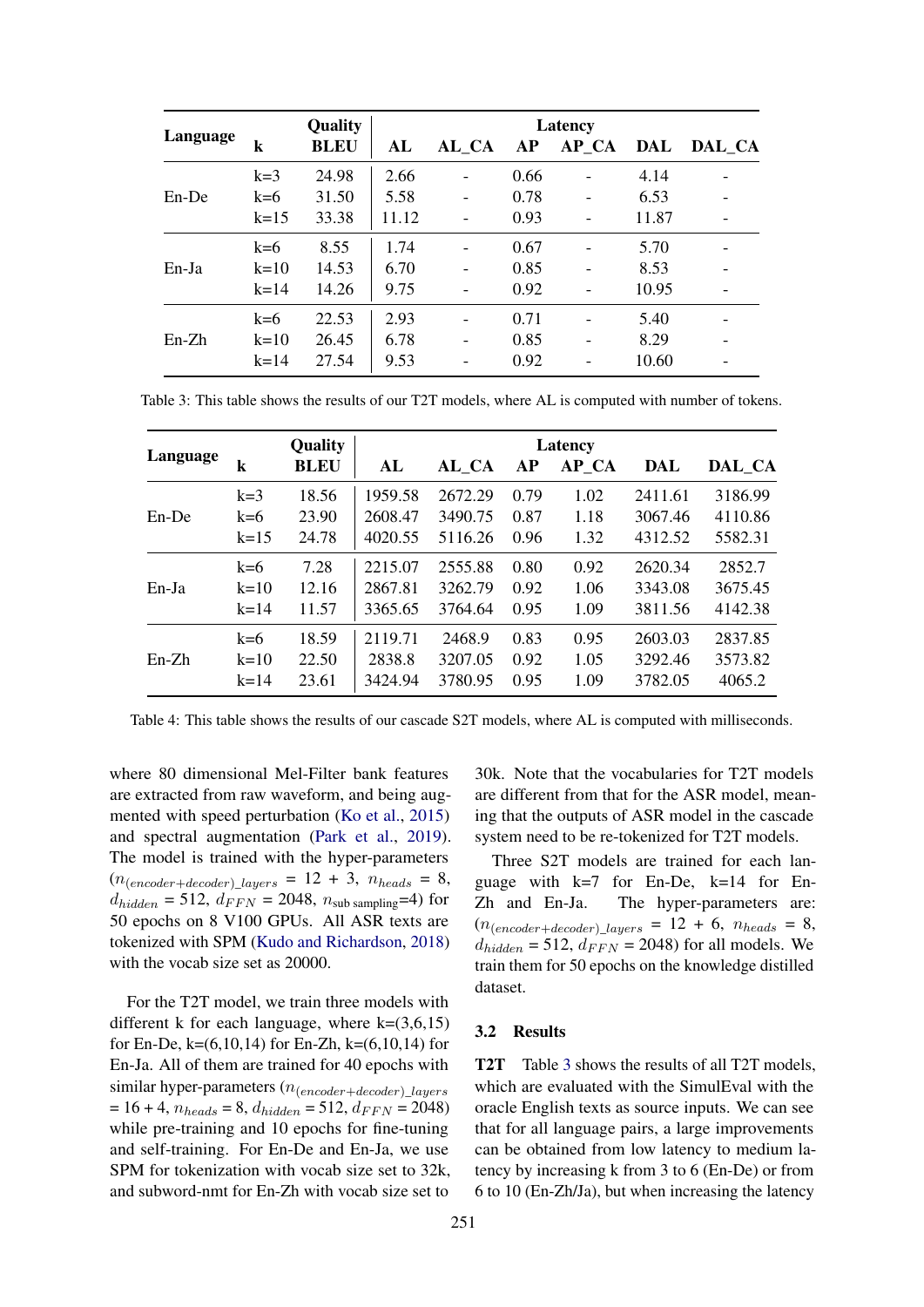| Language | k | Quality | Latency | | | | | |
|---|---|---|---|---|---|---|---|---|
| | | BLEU | AL | AL_CA | AP | AP_CA | DAL | DAL_CA |
| En-De | k=3 | 24.98 | 2.66 | - | 0.66 | - | 4.14 | - |
| | k=6 | 31.50 | 5.58 | - | 0.78 | - | 6.53 | - |
| | k=15 | 33.38 | 11.12 | - | 0.93 | - | 11.87 | - |
| En-Ja | k=6 | 8.55 | 1.74 | - | 0.67 | - | 5.70 | - |
| | k=10 | 14.53 | 6.70 | - | 0.85 | - | 8.53 | - |
| | k=14 | 14.26 | 9.75 | - | 0.92 | - | 10.95 | - |
| En-Zh | k=6 | 22.53 | 2.93 | - | 0.71 | - | 5.40 | - |
| | k=10 | 26.45 | 6.78 | - | 0.85 | - | 8.29 | - |
| | k=14 | 27.54 | 9.53 | - | 0.92 | - | 10.60 | - |

Table 3: This table shows the results of our T2T models, where AL is computed with number of tokens.

| Language | k | Quality | Latency | | | | | |
|---|---|---|---|---|---|---|---|---|
| | | BLEU | AL | AL_CA | AP | AP_CA | DAL | DAL_CA |
| En-De | k=3 | 18.56 | 1959.58 | 2672.29 | 0.79 | 1.02 | 2411.61 | 3186.99 |
| | k=6 | 23.90 | 2608.47 | 3490.75 | 0.87 | 1.18 | 3067.46 | 4110.86 |
| | k=15 | 24.78 | 4020.55 | 5116.26 | 0.96 | 1.32 | 4312.52 | 5582.31 |
| En-Ja | k=6 | 7.28 | 2215.07 | 2555.88 | 0.80 | 0.92 | 2620.34 | 2852.7 |
| | k=10 | 12.16 | 2867.81 | 3262.79 | 0.92 | 1.06 | 3343.08 | 3675.45 |
| | k=14 | 11.57 | 3365.65 | 3764.64 | 0.95 | 1.09 | 3811.56 | 4142.38 |
| En-Zh | k=6 | 18.59 | 2119.71 | 2468.9 | 0.83 | 0.95 | 2603.03 | 2837.85 |
| | k=10 | 22.50 | 2838.8 | 3207.05 | 0.92 | 1.05 | 3292.46 | 3573.82 |
| | k=14 | 23.61 | 3424.94 | 3780.95 | 0.95 | 1.09 | 3782.05 | 4065.2 |

Table 4: This table shows the results of our cascade S2T models, where AL is computed with milliseconds.

where 80 dimensional Mel-Filter bank features are extracted from raw waveform, and being augmented with speed perturbation (Ko et al., 2015) and spectral augmentation (Park et al., 2019). The model is trained with the hyper-parameters ($n_{(encoder+decoder)\_layers}$ = 12 + 3, $n_{heads}$ = 8, $d_{hidden}$ = 512, $d_{FFN}$ = 2048, $n_{\text{sub sampling}}$=4) for 50 epochs on 8 V100 GPUs. All ASR texts are tokenized with SPM (Kudo and Richardson, 2018) with the vocab size set as 20000.

For the T2T model, we train three models with different k for each language, where k=(3,6,15) for En-De, k=(6,10,14) for En-Zh, k=(6,10,14) for En-Ja. All of them are trained for 40 epochs with similar hyper-parameters ($n_{(encoder+decoder)\_layers}$ = 16 + 4, $n_{heads}$ = 8, $d_{hidden}$ = 512, $d_{FFN}$ = 2048) while pre-training and 10 epochs for fine-tuning and self-training. For En-De and En-Ja, we use SPM for tokenization with vocab size set to 32k, and subword-nmt for En-Zh with vocab size set to 30k. Note that the vocabularies for T2T models are different from that for the ASR model, meaning that the outputs of ASR model in the cascade system need to be re-tokenized for T2T models.

Three S2T models are trained for each language with k=7 for En-De, k=14 for En-Zh and En-Ja. The hyper-parameters are: ($n_{(encoder+decoder)\_layers}$ = 12 + 6, $n_{heads}$ = 8, $d_{hidden}$ = 512, $d_{FFN}$ = 2048) for all models. We train them for 50 epochs on the knowledge distilled dataset.

### 3.2 Results

**T2T** Table 3 shows the results of all T2T models, which are evaluated with the SimulEval with the oracle English texts as source inputs. We can see that for all language pairs, a large improvements can be obtained from low latency to medium latency by increasing k from 3 to 6 (En-De) or from 6 to 10 (En-Zh/Ja), but when increasing the latency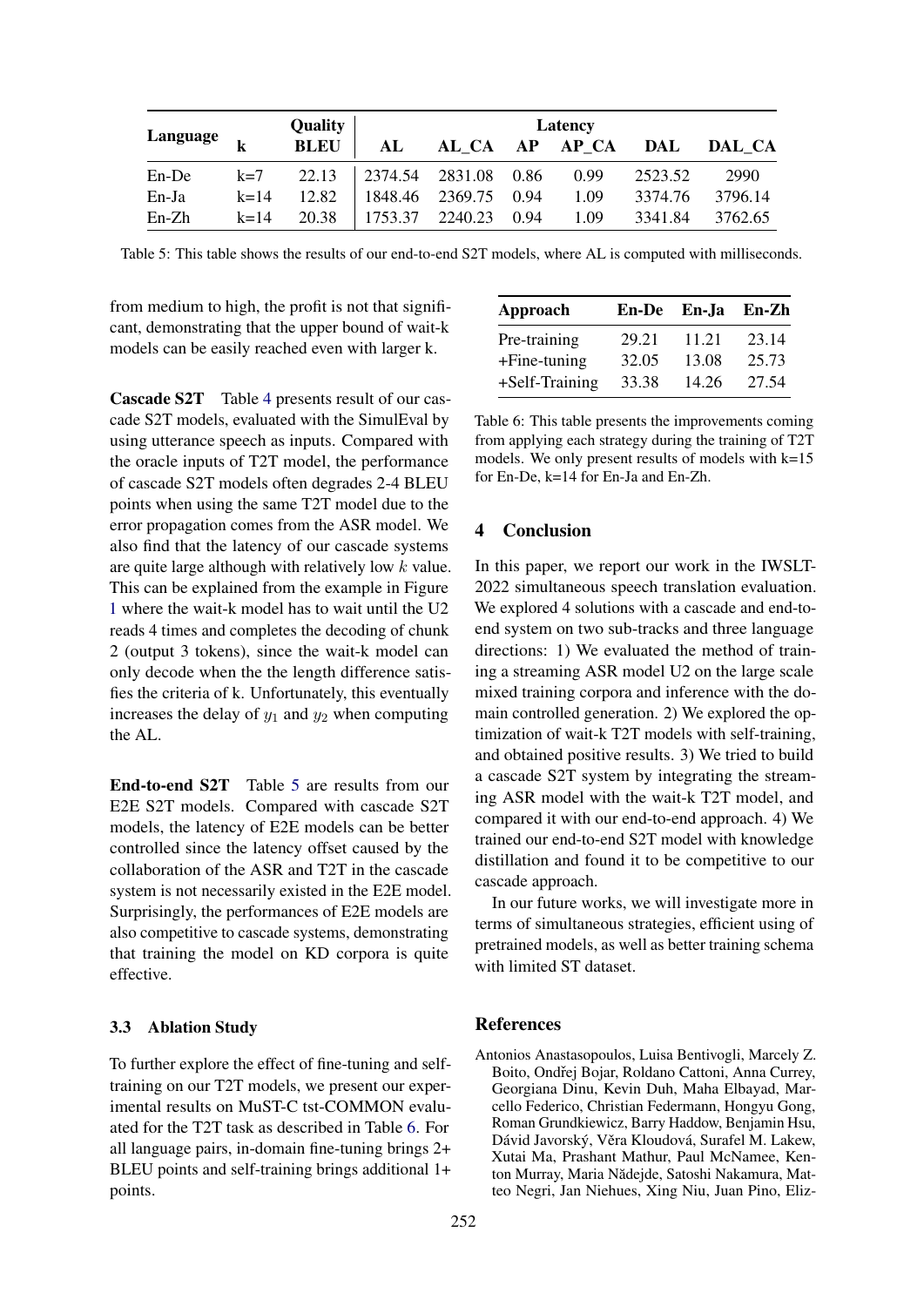| Language | k | Quality | Latency | | | | | |
|---|---|---|---|---|---|---|---|---|
| | | BLEU | AL | AL_CA | AP | AP_CA | DAL | DAL_CA |
| En-De | k=7 | 22.13 | 2374.54 | 2831.08 | 0.86 | 0.99 | 2523.52 | 2990 |
| En-Ja | k=14 | 12.82 | 1848.46 | 2369.75 | 0.94 | 1.09 | 3374.76 | 3796.14 |
| En-Zh | k=14 | 20.38 | 1753.37 | 2240.23 | 0.94 | 1.09 | 3341.84 | 3762.65 |

Table 5: This table shows the results of our end-to-end S2T models, where AL is computed with milliseconds.

from medium to high, the profit is not that significant, demonstrating that the upper bound of wait-k models can be easily reached even with larger k.

**Cascade S2T** Table 4 presents result of our cascade S2T models, evaluated with the SimulEval by using utterance speech as inputs. Compared with the oracle inputs of T2T model, the performance of cascade S2T models often degrades 2-4 BLEU points when using the same T2T model due to the error propagation comes from the ASR model. We also find that the latency of our cascade systems are quite large although with relatively low $k$ value. This can be explained from the example in Figure 1 where the wait-k model has to wait until the U2 reads 4 times and completes the decoding of chunk 2 (output 3 tokens), since the wait-k model can only decode when the the length difference satisfies the criteria of k. Unfortunately, this eventually increases the delay of $y_1$ and $y_2$ when computing the AL.

**End-to-end S2T** Table 5 are results from our E2E S2T models. Compared with cascade S2T models, the latency of E2E models can be better controlled since the latency offset caused by the collaboration of the ASR and T2T in the cascade system is not necessarily existed in the E2E model. Surprisingly, the performances of E2E models are also competitive to cascade systems, demonstrating that training the model on KD corpora is quite effective.

### 3.3 Ablation Study

To further explore the effect of fine-tuning and self-training on our T2T models, we present our experimental results on MuST-C tst-COMMON evaluated for the T2T task as described in Table 6. For all language pairs, in-domain fine-tuning brings 2+ BLEU points and self-training brings additional 1+ points.

| Approach | En-De | En-Ja | En-Zh |
|---|---|---|---|
| Pre-training | 29.21 | 11.21 | 23.14 |
| +Fine-tuning | 32.05 | 13.08 | 25.73 |
| +Self-Training | 33.38 | 14.26 | 27.54 |

Table 6: This table presents the improvements coming from applying each strategy during the training of T2T models. We only present results of models with k=15 for En-De, k=14 for En-Ja and En-Zh.

## 4 Conclusion

In this paper, we report our work in the IWSLT-2022 simultaneous speech translation evaluation. We explored 4 solutions with a cascade and end-to-end system on two sub-tracks and three language directions: 1) We evaluated the method of training a streaming ASR model U2 on the large scale mixed training corpora and inference with the domain controlled generation. 2) We explored the optimization of wait-k T2T models with self-training, and obtained positive results. 3) We tried to build a cascade S2T system by integrating the streaming ASR model with the wait-k T2T model, and compared it with our end-to-end approach. 4) We trained our end-to-end S2T model with knowledge distillation and found it to be competitive to our cascade approach.

In our future works, we will investigate more in terms of simultaneous strategies, efficient using of pretrained models, as well as better training schema with limited ST dataset.

## References

Antonios Anastasopoulos, Luisa Bentivogli, Marcely Z. Boito, Ondřej Bojar, Roldano Cattoni, Anna Currey, Georgiana Dinu, Kevin Duh, Maha Elbayad, Marcello Federico, Christian Federmann, Hongyu Gong, Roman Grundkiewicz, Barry Haddow, Benjamin Hsu, Dávid Javorský, Věra Kloudová, Surafel M. Lakew, Xutai Ma, Prashant Mathur, Paul McNamee, Kenton Murray, Maria Nădejde, Satoshi Nakamura, Matteo Negri, Jan Niehues, Xing Niu, Juan Pino, Eliz-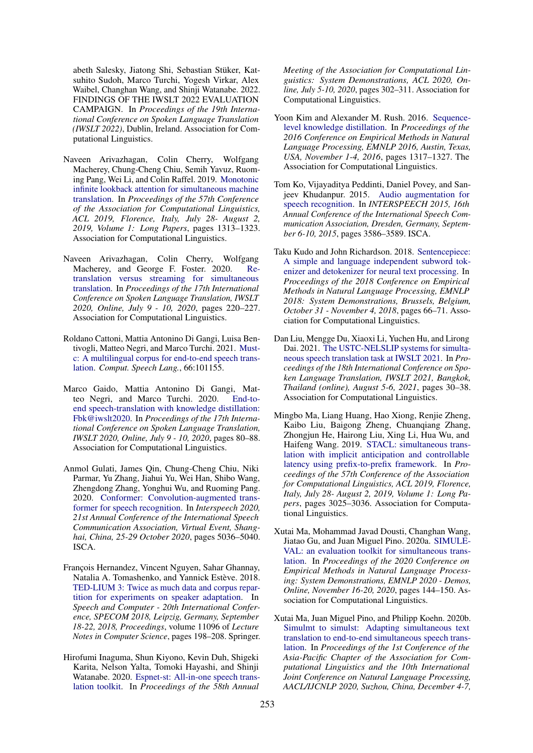abeth Salesky, Jiatong Shi, Sebastian Stüker, Katsuhito Sudoh, Marco Turchi, Yogesh Virkar, Alex Waibel, Changhan Wang, and Shinji Watanabe. 2022. FINDINGS OF THE IWSLT 2022 EVALUATION CAMPAIGN. In *Proceedings of the 19th International Conference on Spoken Language Translation (IWSLT 2022)*, Dublin, Ireland. Association for Computational Linguistics.

Naveen Arivazhagan, Colin Cherry, Wolfgang Macherey, Chung-Cheng Chiu, Semih Yavuz, Ruoming Pang, Wei Li, and Colin Raffel. 2019. Monotonic infinite lookback attention for simultaneous machine translation. In *Proceedings of the 57th Conference of the Association for Computational Linguistics, ACL 2019, Florence, Italy, July 28- August 2, 2019, Volume 1: Long Papers*, pages 1313–1323. Association for Computational Linguistics.

Naveen Arivazhagan, Colin Cherry, Wolfgang Macherey, and George F. Foster. 2020. Re-translation versus streaming for simultaneous translation. In *Proceedings of the 17th International Conference on Spoken Language Translation, IWSLT 2020, Online, July 9 - 10, 2020*, pages 220–227. Association for Computational Linguistics.

Roldano Cattoni, Mattia Antonino Di Gangi, Luisa Bentivogli, Matteo Negri, and Marco Turchi. 2021. Must-c: A multilingual corpus for end-to-end speech translation. *Comput. Speech Lang.*, 66:101155.

Marco Gaido, Mattia Antonino Di Gangi, Matteo Negri, and Marco Turchi. 2020. End-to-end speech-translation with knowledge distillation: Fbk@iwslt2020. In *Proceedings of the 17th International Conference on Spoken Language Translation, IWSLT 2020, Online, July 9 - 10, 2020*, pages 80–88. Association for Computational Linguistics.

Anmol Gulati, James Qin, Chung-Cheng Chiu, Niki Parmar, Yu Zhang, Jiahui Yu, Wei Han, Shibo Wang, Zhengdong Zhang, Yonghui Wu, and Ruoming Pang. 2020. Conformer: Convolution-augmented transformer for speech recognition. In *Interspeech 2020, 21st Annual Conference of the International Speech Communication Association, Virtual Event, Shanghai, China, 25-29 October 2020*, pages 5036–5040. ISCA.

François Hernandez, Vincent Nguyen, Sahar Ghannay, Natalia A. Tomashenko, and Yannick Estève. 2018. TED-LIUM 3: Twice as much data and corpus repartition for experiments on speaker adaptation. In *Speech and Computer - 20th International Conference, SPECOM 2018, Leipzig, Germany, September 18-22, 2018, Proceedings*, volume 11096 of *Lecture Notes in Computer Science*, pages 198–208. Springer.

Hirofumi Inaguma, Shun Kiyono, Kevin Duh, Shigeki Karita, Nelson Yalta, Tomoki Hayashi, and Shinji Watanabe. 2020. Espnet-st: All-in-one speech translation toolkit. In *Proceedings of the 58th Annual Meeting of the Association for Computational Linguistics: System Demonstrations, ACL 2020, Online, July 5-10, 2020*, pages 302–311. Association for Computational Linguistics.

Yoon Kim and Alexander M. Rush. 2016. Sequence-level knowledge distillation. In *Proceedings of the 2016 Conference on Empirical Methods in Natural Language Processing, EMNLP 2016, Austin, Texas, USA, November 1-4, 2016*, pages 1317–1327. The Association for Computational Linguistics.

Tom Ko, Vijayaditya Peddinti, Daniel Povey, and Sanjeev Khudanpur. 2015. Audio augmentation for speech recognition. In *INTERSPEECH 2015, 16th Annual Conference of the International Speech Communication Association, Dresden, Germany, September 6-10, 2015*, pages 3586–3589. ISCA.

Taku Kudo and John Richardson. 2018. Sentencepiece: A simple and language independent subword tokenizer and detokenizer for neural text processing. In *Proceedings of the 2018 Conference on Empirical Methods in Natural Language Processing, EMNLP 2018: System Demonstrations, Brussels, Belgium, October 31 - November 4, 2018*, pages 66–71. Association for Computational Linguistics.

Dan Liu, Mengge Du, Xiaoxi Li, Yuchen Hu, and Lirong Dai. 2021. The USTC-NELSLIP systems for simultaneous speech translation task at IWSLT 2021. In *Proceedings of the 18th International Conference on Spoken Language Translation, IWSLT 2021, Bangkok, Thailand (online), August 5-6, 2021*, pages 30–38. Association for Computational Linguistics.

Mingbo Ma, Liang Huang, Hao Xiong, Renjie Zheng, Kaibo Liu, Baigong Zheng, Chuanqiang Zhang, Zhongjun He, Hairong Liu, Xing Li, Hua Wu, and Haifeng Wang. 2019. STACL: simultaneous translation with implicit anticipation and controllable latency using prefix-to-prefix framework. In *Proceedings of the 57th Conference of the Association for Computational Linguistics, ACL 2019, Florence, Italy, July 28- August 2, 2019, Volume 1: Long Papers*, pages 3025–3036. Association for Computational Linguistics.

Xutai Ma, Mohammad Javad Dousti, Changhan Wang, Jiatao Gu, and Juan Miguel Pino. 2020a. SIMULEVAL: an evaluation toolkit for simultaneous translation. In *Proceedings of the 2020 Conference on Empirical Methods in Natural Language Processing: System Demonstrations, EMNLP 2020 - Demos, Online, November 16-20, 2020*, pages 144–150. Association for Computational Linguistics.

Xutai Ma, Juan Miguel Pino, and Philipp Koehn. 2020b. Simulmt to simulst: Adapting simultaneous text translation to end-to-end simultaneous speech translation. In *Proceedings of the 1st Conference of the Asia-Pacific Chapter of the Association for Computational Linguistics and the 10th International Joint Conference on Natural Language Processing, AACL/IJCNLP 2020, Suzhou, China, December 4-7,*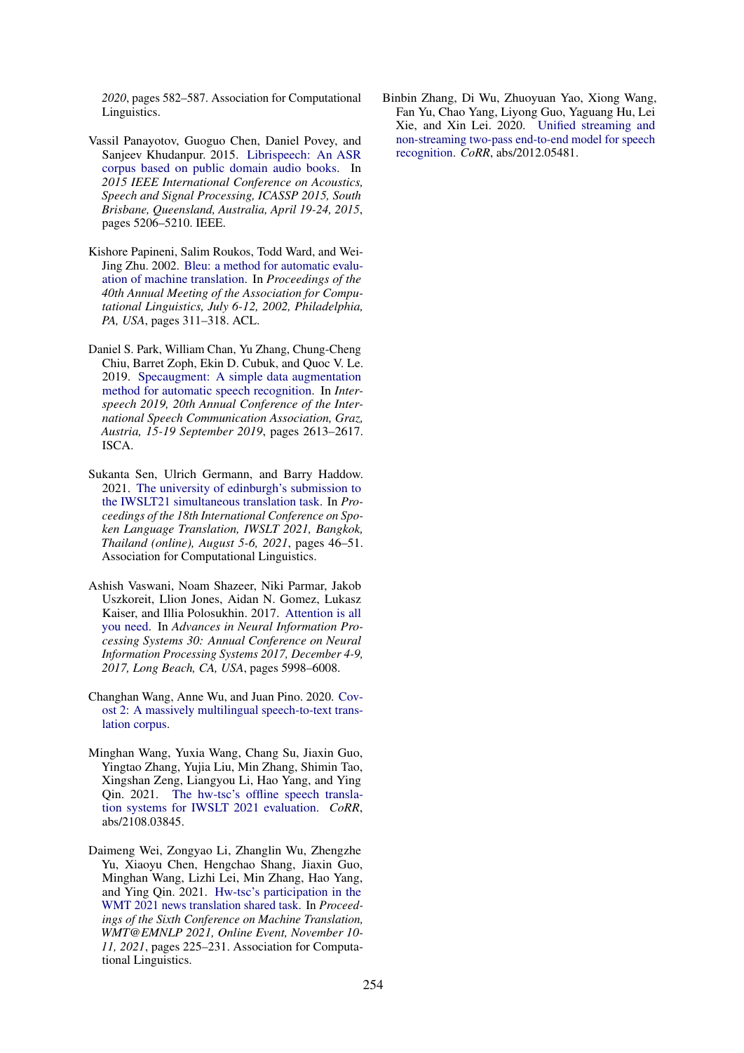2020, pages 582–587. Association for Computational Linguistics.

Vassil Panayotov, Guoguo Chen, Daniel Povey, and Sanjeev Khudanpur. 2015. Librispeech: An ASR corpus based on public domain audio books. In *2015 IEEE International Conference on Acoustics, Speech and Signal Processing, ICASSP 2015, South Brisbane, Queensland, Australia, April 19-24, 2015*, pages 5206–5210. IEEE.

Kishore Papineni, Salim Roukos, Todd Ward, and Wei-Jing Zhu. 2002. Bleu: a method for automatic evaluation of machine translation. In *Proceedings of the 40th Annual Meeting of the Association for Computational Linguistics, July 6-12, 2002, Philadelphia, PA, USA*, pages 311–318. ACL.

Daniel S. Park, William Chan, Yu Zhang, Chung-Cheng Chiu, Barret Zoph, Ekin D. Cubuk, and Quoc V. Le. 2019. Specaugment: A simple data augmentation method for automatic speech recognition. In *Interspeech 2019, 20th Annual Conference of the International Speech Communication Association, Graz, Austria, 15-19 September 2019*, pages 2613–2617. ISCA.

Sukanta Sen, Ulrich Germann, and Barry Haddow. 2021. The university of edinburgh's submission to the IWSLT21 simultaneous translation task. In *Proceedings of the 18th International Conference on Spoken Language Translation, IWSLT 2021, Bangkok, Thailand (online), August 5-6, 2021*, pages 46–51. Association for Computational Linguistics.

Ashish Vaswani, Noam Shazeer, Niki Parmar, Jakob Uszkoreit, Llion Jones, Aidan N. Gomez, Lukasz Kaiser, and Illia Polosukhin. 2017. Attention is all you need. In *Advances in Neural Information Processing Systems 30: Annual Conference on Neural Information Processing Systems 2017, December 4-9, 2017, Long Beach, CA, USA*, pages 5998–6008.

Changhan Wang, Anne Wu, and Juan Pino. 2020. Covost 2: A massively multilingual speech-to-text translation corpus.

Minghan Wang, Yuxia Wang, Chang Su, Jiaxin Guo, Yingtao Zhang, Yujia Liu, Min Zhang, Shimin Tao, Xingshan Zeng, Liangyou Li, Hao Yang, and Ying Qin. 2021. The hw-tsc's offline speech translation systems for IWSLT 2021 evaluation. *CoRR*, abs/2108.03845.

Daimeng Wei, Zongyao Li, Zhanglin Wu, Zhengzhe Yu, Xiaoyu Chen, Hengchao Shang, Jiaxin Guo, Minghan Wang, Lizhi Lei, Min Zhang, Hao Yang, and Ying Qin. 2021. Hw-tsc's participation in the WMT 2021 news translation shared task. In *Proceedings of the Sixth Conference on Machine Translation, WMT@EMNLP 2021, Online Event, November 10-11, 2021*, pages 225–231. Association for Computational Linguistics.

Binbin Zhang, Di Wu, Zhuoyuan Yao, Xiong Wang, Fan Yu, Chao Yang, Liyong Guo, Yaguang Hu, Lei Xie, and Xin Lei. 2020. Unified streaming and non-streaming two-pass end-to-end model for speech recognition. *CoRR*, abs/2012.05481.